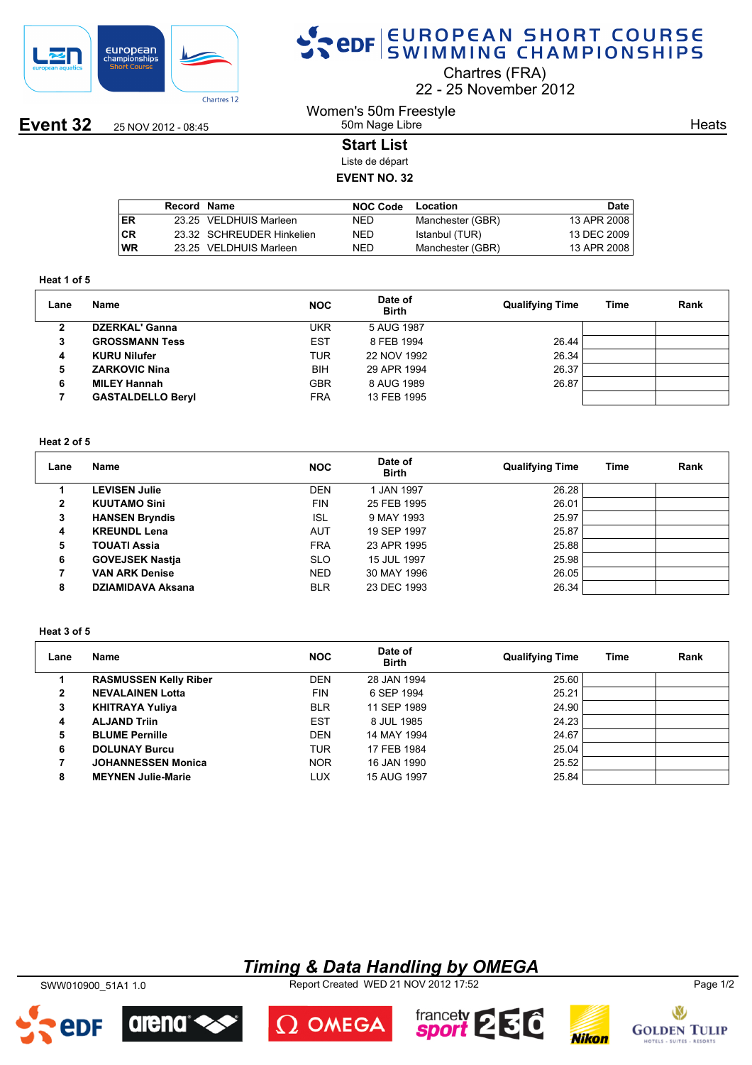# EUROPEAN SHORT COURSE SWIMMING CHAMPIONSHIPS

Chartres (FRA)
22 - 25 November 2012

**Event 32** 25 NOV 2012 - 08:45

Women's 50m Freestyle
50m Nage Libre

Heats

## Start List
Liste de départ

**EVENT NO. 32**

| | Record | Name | NOC Code | Location | Date |
|---|---|---|---|---|---|
| ER | 23.25 | VELDHUIS Marleen | NED | Manchester (GBR) | 13 APR 2008 |
| CR | 23.32 | SCHREUDER Hinkelien | NED | Istanbul (TUR) | 13 DEC 2009 |
| WR | 23.25 | VELDHUIS Marleen | NED | Manchester (GBR) | 13 APR 2008 |

**Heat 1 of 5**

| Lane | Name | NOC | Date of Birth | Qualifying Time | Time | Rank |
|---|---|---|---|---|---|---|
| 2 | **DZERKAL' Ganna** | UKR | 5 AUG 1987 | | | |
| 3 | **GROSSMANN Tess** | EST | 8 FEB 1994 | 26.44 | | |
| 4 | **KURU Nilufer** | TUR | 22 NOV 1992 | 26.34 | | |
| 5 | **ZARKOVIC Nina** | BIH | 29 APR 1994 | 26.37 | | |
| 6 | **MILEY Hannah** | GBR | 8 AUG 1989 | 26.87 | | |
| 7 | **GASTALDELLO Beryl** | FRA | 13 FEB 1995 | | | |

**Heat 2 of 5**

| Lane | Name | NOC | Date of Birth | Qualifying Time | Time | Rank |
|---|---|---|---|---|---|---|
| 1 | **LEVISEN Julie** | DEN | 1 JAN 1997 | 26.28 | | |
| 2 | **KUUTAMO Sini** | FIN | 25 FEB 1995 | 26.01 | | |
| 3 | **HANSEN Bryndis** | ISL | 9 MAY 1993 | 25.97 | | |
| 4 | **KREUNDL Lena** | AUT | 19 SEP 1997 | 25.87 | | |
| 5 | **TOUATI Assia** | FRA | 23 APR 1995 | 25.88 | | |
| 6 | **GOVEJSEK Nastja** | SLO | 15 JUL 1997 | 25.98 | | |
| 7 | **VAN ARK Denise** | NED | 30 MAY 1996 | 26.05 | | |
| 8 | **DZIAMIDAVA Aksana** | BLR | 23 DEC 1993 | 26.34 | | |

**Heat 3 of 5**

| Lane | Name | NOC | Date of Birth | Qualifying Time | Time | Rank |
|---|---|---|---|---|---|---|
| 1 | **RASMUSSEN Kelly Riber** | DEN | 28 JAN 1994 | 25.60 | | |
| 2 | **NEVALAINEN Lotta** | FIN | 6 SEP 1994 | 25.21 | | |
| 3 | **KHITRAYA Yuliya** | BLR | 11 SEP 1989 | 24.90 | | |
| 4 | **ALJAND Triin** | EST | 8 JUL 1985 | 24.23 | | |
| 5 | **BLUME Pernille** | DEN | 14 MAY 1994 | 24.67 | | |
| 6 | **DOLUNAY Burcu** | TUR | 17 FEB 1984 | 25.04 | | |
| 7 | **JOHANNESSEN Monica** | NOR | 16 JAN 1990 | 25.52 | | |
| 8 | **MEYNEN Julie-Marie** | LUX | 15 AUG 1997 | 25.84 | | |

*Timing & Data Handling by OMEGA*

SWW010900_51A1 1.0 Report Created WED 21 NOV 2012 17:52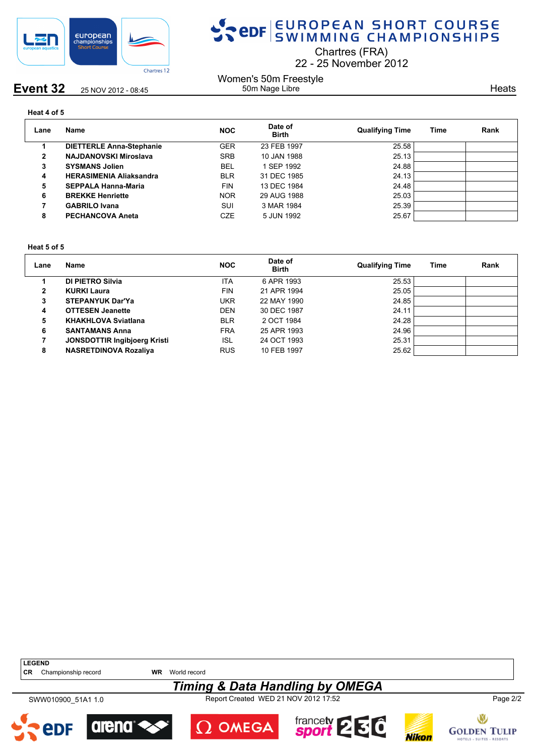# EUROPEAN SHORT COURSE SWIMMING CHAMPIONSHIPS

Chartres (FRA)
22 - 25 November 2012

**Event 32** 25 NOV 2012 - 08:45

Women's 50m Freestyle
50m Nage Libre

Heats

**Heat 4 of 5**

| Lane | Name | NOC | Date of Birth | Qualifying Time | Time | Rank |
|---|---|---|---|---|---|---|
| 1 | **DIETTERLE Anna-Stephanie** | GER | 23 FEB 1997 | 25.58 | | |
| 2 | **NAJDANOVSKI Miroslava** | SRB | 10 JAN 1988 | 25.13 | | |
| 3 | **SYSMANS Jolien** | BEL | 1 SEP 1992 | 24.88 | | |
| 4 | **HERASIMENIA Aliaksandra** | BLR | 31 DEC 1985 | 24.13 | | |
| 5 | **SEPPALA Hanna-Maria** | FIN | 13 DEC 1984 | 24.48 | | |
| 6 | **BREKKE Henriette** | NOR | 29 AUG 1988 | 25.03 | | |
| 7 | **GABRILO Ivana** | SUI | 3 MAR 1984 | 25.39 | | |
| 8 | **PECHANCOVA Aneta** | CZE | 5 JUN 1992 | 25.67 | | |

**Heat 5 of 5**

| Lane | Name | NOC | Date of Birth | Qualifying Time | Time | Rank |
|---|---|---|---|---|---|---|
| 1 | **DI PIETRO Silvia** | ITA | 6 APR 1993 | 25.53 | | |
| 2 | **KURKI Laura** | FIN | 21 APR 1994 | 25.05 | | |
| 3 | **STEPANYUK Dar'Ya** | UKR | 22 MAY 1990 | 24.85 | | |
| 4 | **OTTESEN Jeanette** | DEN | 30 DEC 1987 | 24.11 | | |
| 5 | **KHAKHLOVA Sviatlana** | BLR | 2 OCT 1984 | 24.28 | | |
| 6 | **SANTAMANS Anna** | FRA | 25 APR 1993 | 24.96 | | |
| 7 | **JONSDOTTIR Ingibjoerg Kristi** | ISL | 24 OCT 1993 | 25.31 | | |
| 8 | **NASRETDINOVA Rozaliya** | RUS | 10 FEB 1997 | 25.62 | | |

**LEGEND**
**CR** Championship record **WR** World record

***Timing & Data Handling by OMEGA***

SWW010900_51A1 1.0 Report Created WED 21 NOV 2012 17:52